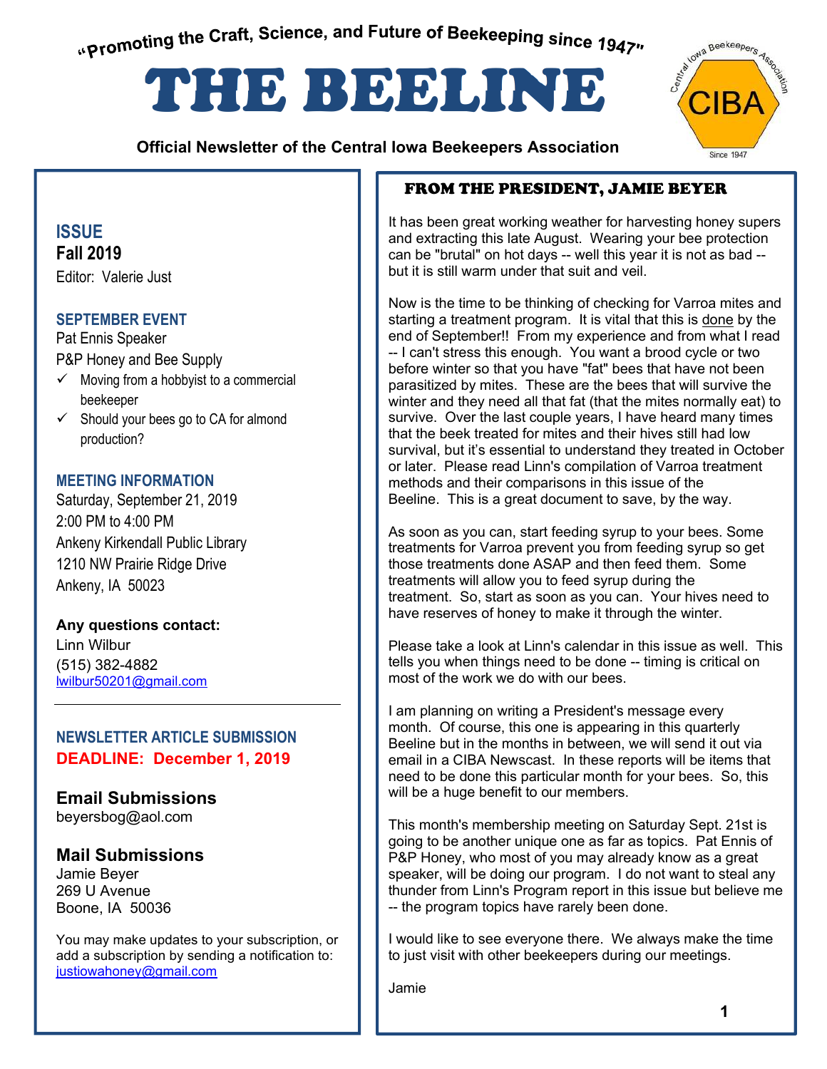"Promoting the Craft, Science, and Future of Beekeeping since 1947"

# THE BEELINE

**Official Newsletter of the Central Iowa Beekeepers Association**

CIBA — Central Iowa Beekeepers Association — Since 1947

### ISSUE

**Fall 2019**

Editor: Valerie Just

### SEPTEMBER EVENT

Pat Ennis Speaker

P&P Honey and Bee Supply

- ✓ Moving from a hobbyist to a commercial beekeeper
- ✓ Should your bees go to CA for almond production?

### MEETING INFORMATION

Saturday, September 21, 2019

2:00 PM to 4:00 PM

Ankeny Kirkendall Public Library

1210 NW Prairie Ridge Drive

Ankeny, IA 50023

**Any questions contact:**

Linn Wilbur

(515) 382-4882

lwilbur50201@gmail.com

---

### NEWSLETTER ARTICLE SUBMISSION

**DEADLINE: December 1, 2019**

### Email Submissions

beyersbog@aol.com

### Mail Submissions

Jamie Beyer

269 U Avenue

Boone, IA 50036

You may make updates to your subscription, or add a subscription by sending a notification to: justiowahoney@gmail.com

## FROM THE PRESIDENT, JAMIE BEYER

It has been great working weather for harvesting honey supers and extracting this late August. Wearing your bee protection can be "brutal" on hot days -- well this year it is not as bad -- but it is still warm under that suit and veil.

Now is the time to be thinking of checking for Varroa mites and starting a treatment program. It is vital that this is done by the end of September!! From my experience and from what I read -- I can't stress this enough. You want a brood cycle or two before winter so that you have "fat" bees that have not been parasitized by mites. These are the bees that will survive the winter and they need all that fat (that the mites normally eat) to survive. Over the last couple years, I have heard many times that the beek treated for mites and their hives still had low survival, but it's essential to understand they treated in October or later. Please read Linn's compilation of Varroa treatment methods and their comparisons in this issue of the Beeline. This is a great document to save, by the way.

As soon as you can, start feeding syrup to your bees. Some treatments for Varroa prevent you from feeding syrup so get those treatments done ASAP and then feed them. Some treatments will allow you to feed syrup during the treatment. So, start as soon as you can. Your hives need to have reserves of honey to make it through the winter.

Please take a look at Linn's calendar in this issue as well. This tells you when things need to be done -- timing is critical on most of the work we do with our bees.

I am planning on writing a President's message every month. Of course, this one is appearing in this quarterly Beeline but in the months in between, we will send it out via email in a CIBA Newscast. In these reports will be items that need to be done this particular month for your bees. So, this will be a huge benefit to our members.

This month's membership meeting on Saturday Sept. 21st is going to be another unique one as far as topics. Pat Ennis of P&P Honey, who most of you may already know as a great speaker, will be doing our program. I do not want to steal any thunder from Linn's Program report in this issue but believe me -- the program topics have rarely been done.

I would like to see everyone there. We always make the time to just visit with other beekeepers during our meetings.

Jamie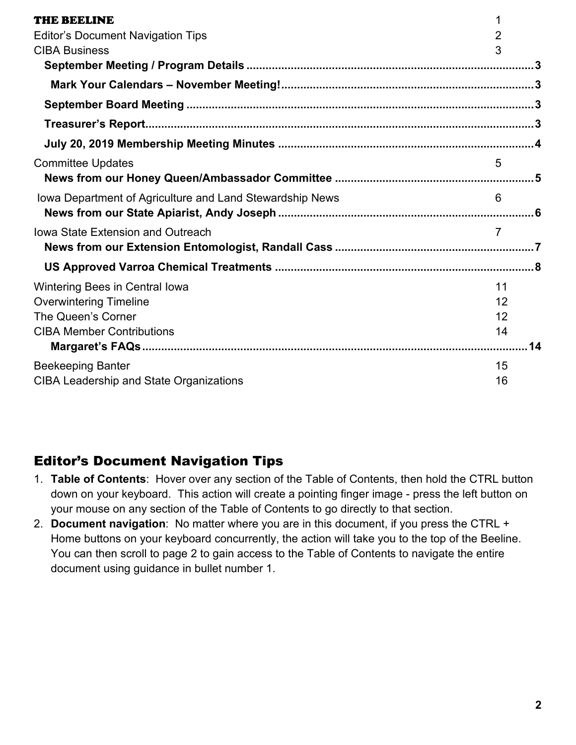| | |
|---|---|
| **THE BEELINE** | 1 |
| Editor's Document Navigation Tips | 2 |
| CIBA Business | 3 |
| **September Meeting / Program Details** | 3 |
| **Mark Your Calendars – November Meeting!** | 3 |
| **September Board Meeting** | 3 |
| **Treasurer's Report** | 3 |
| **July 20, 2019 Membership Meeting Minutes** | 4 |
| Committee Updates | 5 |
| **News from our Honey Queen/Ambassador Committee** | 5 |
| Iowa Department of Agriculture and Land Stewardship News | 6 |
| **News from our State Apiarist, Andy Joseph** | 6 |
| Iowa State Extension and Outreach | 7 |
| **News from our Extension Entomologist, Randall Cass** | 7 |
| **US Approved Varroa Chemical Treatments** | 8 |
| Wintering Bees in Central Iowa | 11 |
| Overwintering Timeline | 12 |
| The Queen's Corner | 12 |
| CIBA Member Contributions | 14 |
| **Margaret's FAQs** | 14 |
| Beekeeping Banter | 15 |
| CIBA Leadership and State Organizations | 16 |

## Editor's Document Navigation Tips

1. **Table of Contents**: Hover over any section of the Table of Contents, then hold the CTRL button down on your keyboard. This action will create a pointing finger image - press the left button on your mouse on any section of the Table of Contents to go directly to that section.
2. **Document navigation**: No matter where you are in this document, if you press the CTRL + Home buttons on your keyboard concurrently, the action will take you to the top of the Beeline. You can then scroll to page 2 to gain access to the Table of Contents to navigate the entire document using guidance in bullet number 1.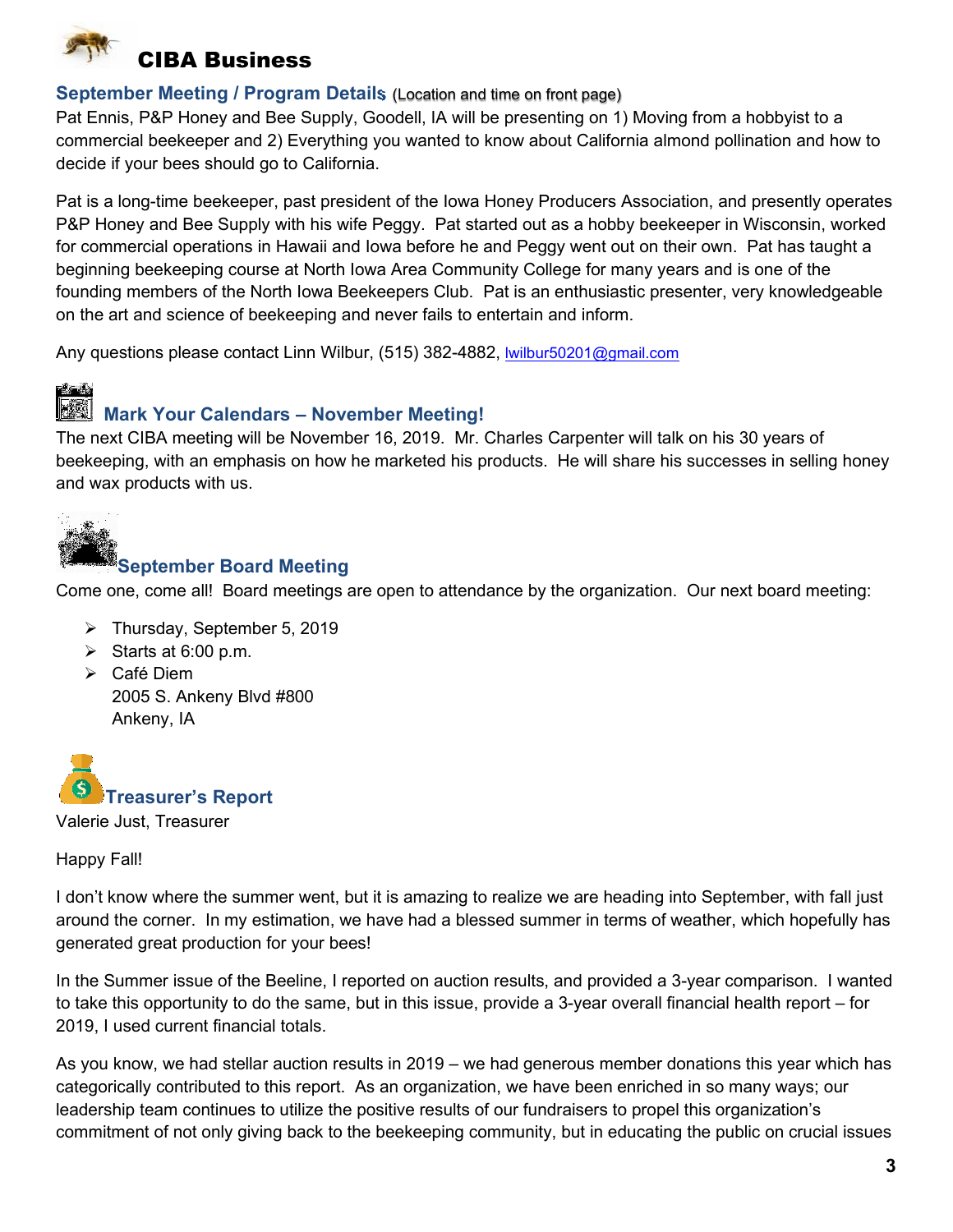# CIBA Business

## September Meeting / Program Details (Location and time on front page)

Pat Ennis, P&P Honey and Bee Supply, Goodell, IA will be presenting on 1) Moving from a hobbyist to a commercial beekeeper and 2) Everything you wanted to know about California almond pollination and how to decide if your bees should go to California.

Pat is a long-time beekeeper, past president of the Iowa Honey Producers Association, and presently operates P&P Honey and Bee Supply with his wife Peggy. Pat started out as a hobby beekeeper in Wisconsin, worked for commercial operations in Hawaii and Iowa before he and Peggy went out on their own. Pat has taught a beginning beekeeping course at North Iowa Area Community College for many years and is one of the founding members of the North Iowa Beekeepers Club. Pat is an enthusiastic presenter, very knowledgeable on the art and science of beekeeping and never fails to entertain and inform.

Any questions please contact Linn Wilbur, (515) 382-4882, lwilbur50201@gmail.com

## Mark Your Calendars – November Meeting!

The next CIBA meeting will be November 16, 2019. Mr. Charles Carpenter will talk on his 30 years of beekeeping, with an emphasis on how he marketed his products. He will share his successes in selling honey and wax products with us.

## September Board Meeting

Come one, come all! Board meetings are open to attendance by the organization. Our next board meeting:

- Thursday, September 5, 2019
- Starts at 6:00 p.m.
- Café Diem
  2005 S. Ankeny Blvd #800
  Ankeny, IA

## Treasurer's Report

Valerie Just, Treasurer

Happy Fall!

I don't know where the summer went, but it is amazing to realize we are heading into September, with fall just around the corner. In my estimation, we have had a blessed summer in terms of weather, which hopefully has generated great production for your bees!

In the Summer issue of the Beeline, I reported on auction results, and provided a 3-year comparison. I wanted to take this opportunity to do the same, but in this issue, provide a 3-year overall financial health report – for 2019, I used current financial totals.

As you know, we had stellar auction results in 2019 – we had generous member donations this year which has categorically contributed to this report. As an organization, we have been enriched in so many ways; our leadership team continues to utilize the positive results of our fundraisers to propel this organization's commitment of not only giving back to the beekeeping community, but in educating the public on crucial issues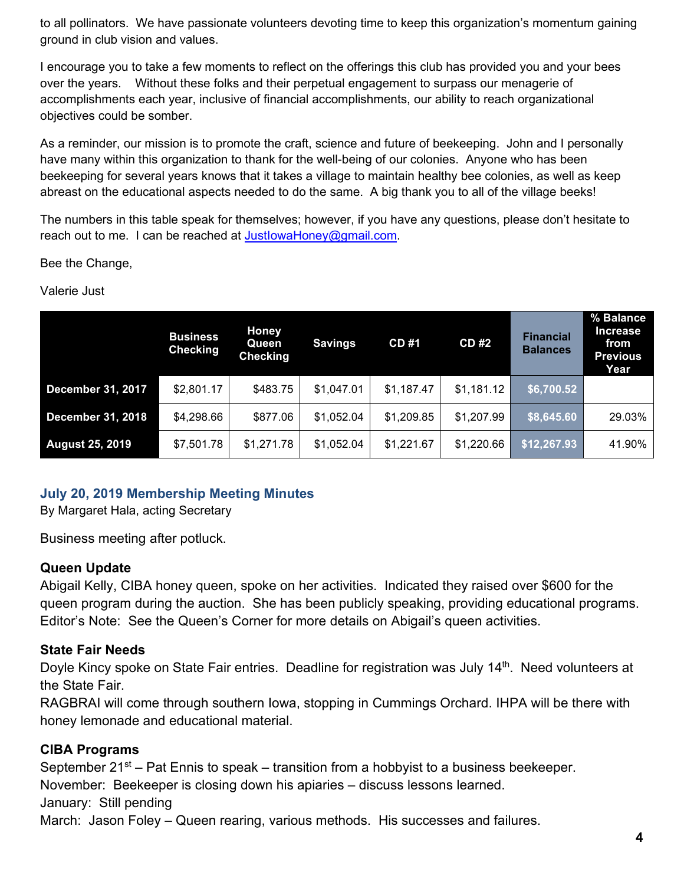to all pollinators. We have passionate volunteers devoting time to keep this organization's momentum gaining ground in club vision and values.

I encourage you to take a few moments to reflect on the offerings this club has provided you and your bees over the years. Without these folks and their perpetual engagement to surpass our menagerie of accomplishments each year, inclusive of financial accomplishments, our ability to reach organizational objectives could be somber.

As a reminder, our mission is to promote the craft, science and future of beekeeping. John and I personally have many within this organization to thank for the well-being of our colonies. Anyone who has been beekeeping for several years knows that it takes a village to maintain healthy bee colonies, as well as keep abreast on the educational aspects needed to do the same. A big thank you to all of the village beeks!

The numbers in this table speak for themselves; however, if you have any questions, please don't hesitate to reach out to me. I can be reached at JustIowaHoney@gmail.com.

Bee the Change,

Valerie Just

| | Business Checking | Honey Queen Checking | Savings | CD #1 | CD #2 | Financial Balances | % Balance Increase from Previous Year |
|---|---|---|---|---|---|---|---|
| December 31, 2017 | $2,801.17 | $483.75 | $1,047.01 | $1,187.47 | $1,181.12 | $6,700.52 | |
| December 31, 2018 | $4,298.66 | $877.06 | $1,052.04 | $1,209.85 | $1,207.99 | $8,645.60 | 29.03% |
| August 25, 2019 | $7,501.78 | $1,271.78 | $1,052.04 | $1,221.67 | $1,220.66 | $12,267.93 | 41.90% |

## July 20, 2019 Membership Meeting Minutes

By Margaret Hala, acting Secretary

Business meeting after potluck.

### Queen Update

Abigail Kelly, CIBA honey queen, spoke on her activities. Indicated they raised over $600 for the queen program during the auction. She has been publicly speaking, providing educational programs. Editor's Note: See the Queen's Corner for more details on Abigail's queen activities.

### State Fair Needs

Doyle Kincy spoke on State Fair entries. Deadline for registration was July 14th. Need volunteers at the State Fair.

RAGBRAI will come through southern Iowa, stopping in Cummings Orchard. IHPA will be there with honey lemonade and educational material.

### CIBA Programs

September 21st – Pat Ennis to speak – transition from a hobbyist to a business beekeeper.
November: Beekeeper is closing down his apiaries – discuss lessons learned.
January: Still pending
March: Jason Foley – Queen rearing, various methods. His successes and failures.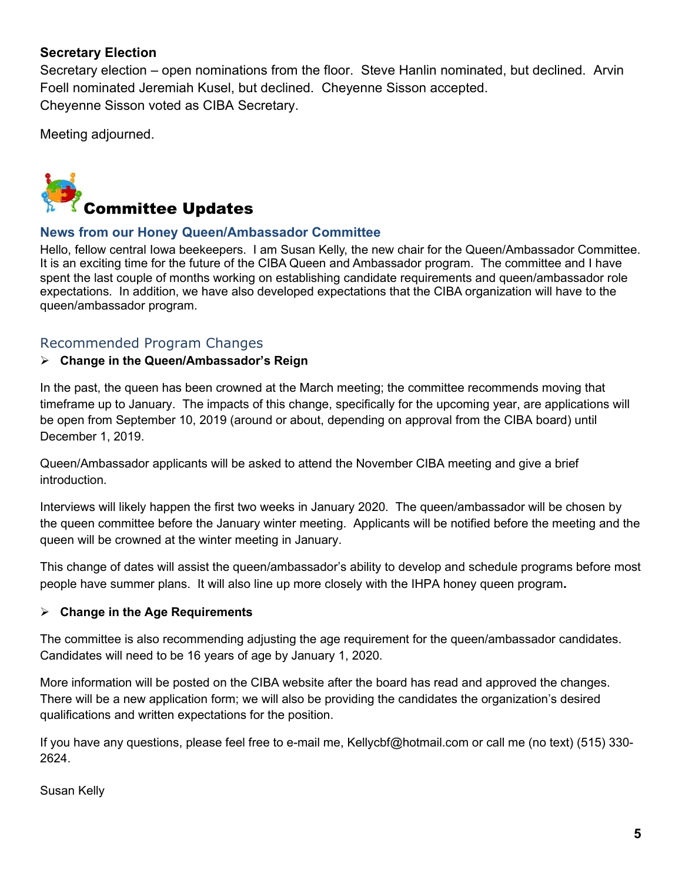**Secretary Election**

Secretary election – open nominations from the floor. Steve Hanlin nominated, but declined. Arvin Foell nominated Jeremiah Kusel, but declined. Cheyenne Sisson accepted.
Cheyenne Sisson voted as CIBA Secretary.

Meeting adjourned.

# Committee Updates

## News from our Honey Queen/Ambassador Committee

Hello, fellow central Iowa beekeepers. I am Susan Kelly, the new chair for the Queen/Ambassador Committee. It is an exciting time for the future of the CIBA Queen and Ambassador program. The committee and I have spent the last couple of months working on establishing candidate requirements and queen/ambassador role expectations. In addition, we have also developed expectations that the CIBA organization will have to the queen/ambassador program.

### Recommended Program Changes

- **Change in the Queen/Ambassador's Reign**

In the past, the queen has been crowned at the March meeting; the committee recommends moving that timeframe up to January. The impacts of this change, specifically for the upcoming year, are applications will be open from September 10, 2019 (around or about, depending on approval from the CIBA board) until December 1, 2019.

Queen/Ambassador applicants will be asked to attend the November CIBA meeting and give a brief introduction.

Interviews will likely happen the first two weeks in January 2020. The queen/ambassador will be chosen by the queen committee before the January winter meeting. Applicants will be notified before the meeting and the queen will be crowned at the winter meeting in January.

This change of dates will assist the queen/ambassador's ability to develop and schedule programs before most people have summer plans. It will also line up more closely with the IHPA honey queen program.

- **Change in the Age Requirements**

The committee is also recommending adjusting the age requirement for the queen/ambassador candidates. Candidates will need to be 16 years of age by January 1, 2020.

More information will be posted on the CIBA website after the board has read and approved the changes. There will be a new application form; we will also be providing the candidates the organization's desired qualifications and written expectations for the position.

If you have any questions, please feel free to e-mail me, Kellycbf@hotmail.com or call me (no text) (515) 330-2624.

Susan Kelly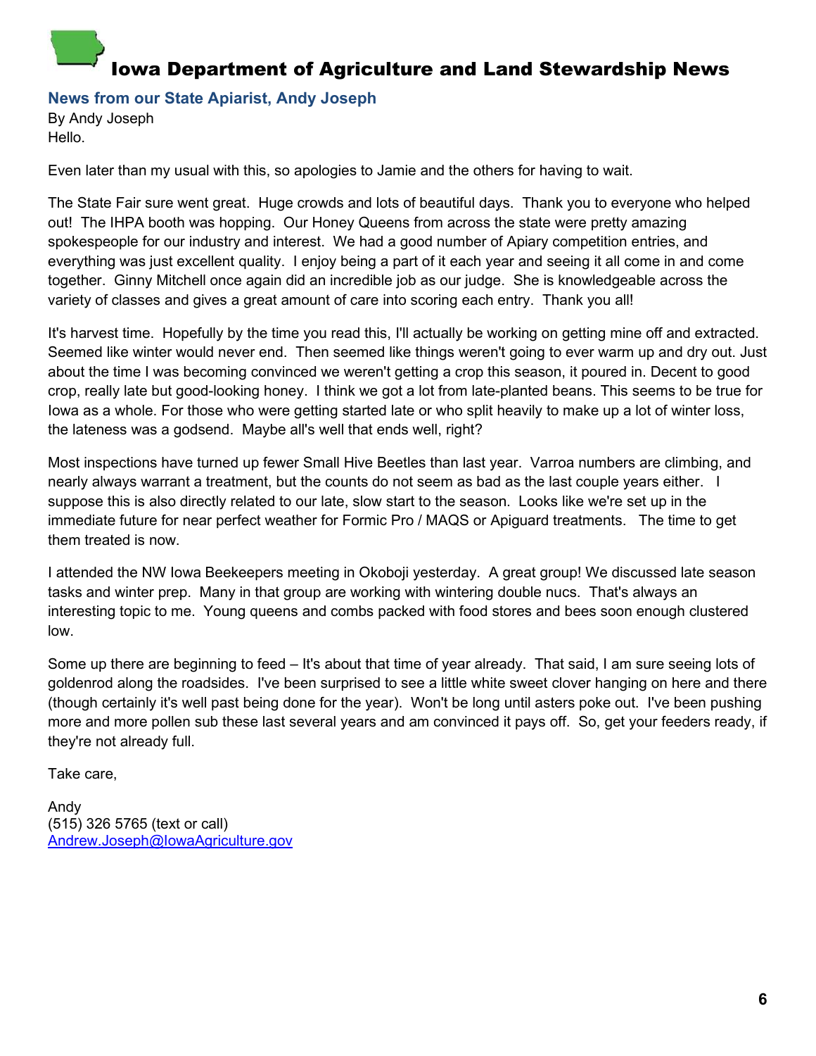# Iowa Department of Agriculture and Land Stewardship News

## News from our State Apiarist, Andy Joseph

By Andy Joseph

Hello.

Even later than my usual with this, so apologies to Jamie and the others for having to wait.

The State Fair sure went great. Huge crowds and lots of beautiful days. Thank you to everyone who helped out! The IHPA booth was hopping. Our Honey Queens from across the state were pretty amazing spokespeople for our industry and interest. We had a good number of Apiary competition entries, and everything was just excellent quality. I enjoy being a part of it each year and seeing it all come in and come together. Ginny Mitchell once again did an incredible job as our judge. She is knowledgeable across the variety of classes and gives a great amount of care into scoring each entry. Thank you all!

It's harvest time. Hopefully by the time you read this, I'll actually be working on getting mine off and extracted. Seemed like winter would never end. Then seemed like things weren't going to ever warm up and dry out. Just about the time I was becoming convinced we weren't getting a crop this season, it poured in. Decent to good crop, really late but good-looking honey. I think we got a lot from late-planted beans. This seems to be true for Iowa as a whole. For those who were getting started late or who split heavily to make up a lot of winter loss, the lateness was a godsend. Maybe all's well that ends well, right?

Most inspections have turned up fewer Small Hive Beetles than last year. Varroa numbers are climbing, and nearly always warrant a treatment, but the counts do not seem as bad as the last couple years either. I suppose this is also directly related to our late, slow start to the season. Looks like we're set up in the immediate future for near perfect weather for Formic Pro / MAQS or Apiguard treatments. The time to get them treated is now.

I attended the NW Iowa Beekeepers meeting in Okoboji yesterday. A great group! We discussed late season tasks and winter prep. Many in that group are working with wintering double nucs. That's always an interesting topic to me. Young queens and combs packed with food stores and bees soon enough clustered low.

Some up there are beginning to feed – It's about that time of year already. That said, I am sure seeing lots of goldenrod along the roadsides. I've been surprised to see a little white sweet clover hanging on here and there (though certainly it's well past being done for the year). Won't be long until asters poke out. I've been pushing more and more pollen sub these last several years and am convinced it pays off. So, get your feeders ready, if they're not already full.

Take care,

Andy  
(515) 326 5765 (text or call)  
Andrew.Joseph@IowaAgriculture.gov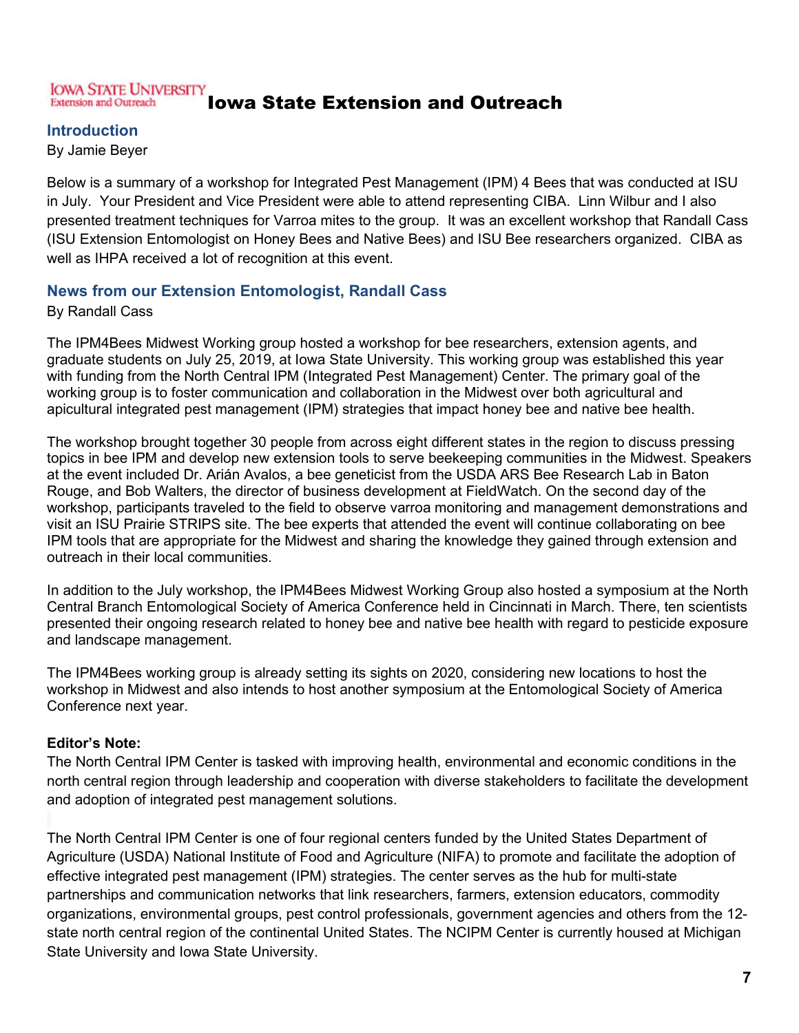# Iowa State Extension and Outreach

## Introduction

By Jamie Beyer

Below is a summary of a workshop for Integrated Pest Management (IPM) 4 Bees that was conducted at ISU in July. Your President and Vice President were able to attend representing CIBA. Linn Wilbur and I also presented treatment techniques for Varroa mites to the group. It was an excellent workshop that Randall Cass (ISU Extension Entomologist on Honey Bees and Native Bees) and ISU Bee researchers organized. CIBA as well as IHPA received a lot of recognition at this event.

## News from our Extension Entomologist, Randall Cass

By Randall Cass

The IPM4Bees Midwest Working group hosted a workshop for bee researchers, extension agents, and graduate students on July 25, 2019, at Iowa State University. This working group was established this year with funding from the North Central IPM (Integrated Pest Management) Center. The primary goal of the working group is to foster communication and collaboration in the Midwest over both agricultural and apicultural integrated pest management (IPM) strategies that impact honey bee and native bee health.

The workshop brought together 30 people from across eight different states in the region to discuss pressing topics in bee IPM and develop new extension tools to serve beekeeping communities in the Midwest. Speakers at the event included Dr. Arián Avalos, a bee geneticist from the USDA ARS Bee Research Lab in Baton Rouge, and Bob Walters, the director of business development at FieldWatch. On the second day of the workshop, participants traveled to the field to observe varroa monitoring and management demonstrations and visit an ISU Prairie STRIPS site. The bee experts that attended the event will continue collaborating on bee IPM tools that are appropriate for the Midwest and sharing the knowledge they gained through extension and outreach in their local communities.

In addition to the July workshop, the IPM4Bees Midwest Working Group also hosted a symposium at the North Central Branch Entomological Society of America Conference held in Cincinnati in March. There, ten scientists presented their ongoing research related to honey bee and native bee health with regard to pesticide exposure and landscape management.

The IPM4Bees working group is already setting its sights on 2020, considering new locations to host the workshop in Midwest and also intends to host another symposium at the Entomological Society of America Conference next year.

**Editor's Note:**

The North Central IPM Center is tasked with improving health, environmental and economic conditions in the north central region through leadership and cooperation with diverse stakeholders to facilitate the development and adoption of integrated pest management solutions.

The North Central IPM Center is one of four regional centers funded by the United States Department of Agriculture (USDA) National Institute of Food and Agriculture (NIFA) to promote and facilitate the adoption of effective integrated pest management (IPM) strategies. The center serves as the hub for multi-state partnerships and communication networks that link researchers, farmers, extension educators, commodity organizations, environmental groups, pest control professionals, government agencies and others from the 12-state north central region of the continental United States. The NCIPM Center is currently housed at Michigan State University and Iowa State University.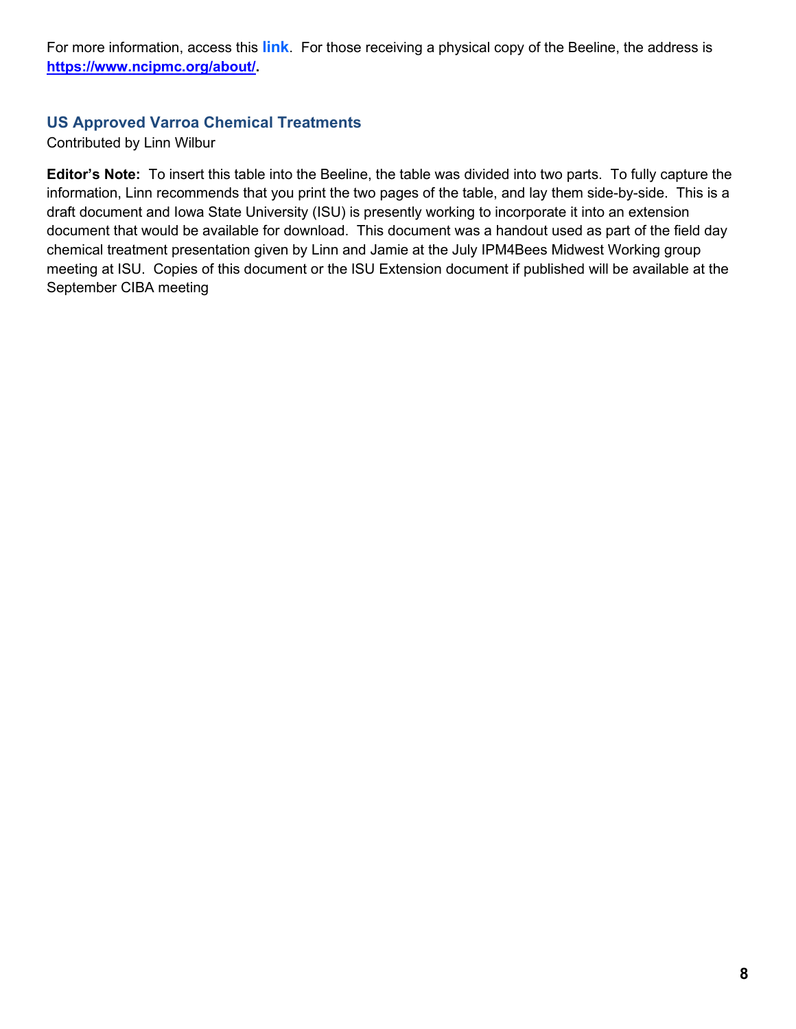For more information, access this **link**. For those receiving a physical copy of the Beeline, the address is **https://www.ncipmc.org/about/.**

## US Approved Varroa Chemical Treatments

Contributed by Linn Wilbur

**Editor's Note:** To insert this table into the Beeline, the table was divided into two parts. To fully capture the information, Linn recommends that you print the two pages of the table, and lay them side-by-side. This is a draft document and Iowa State University (ISU) is presently working to incorporate it into an extension document that would be available for download. This document was a handout used as part of the field day chemical treatment presentation given by Linn and Jamie at the July IPM4Bees Midwest Working group meeting at ISU. Copies of this document or the ISU Extension document if published will be available at the September CIBA meeting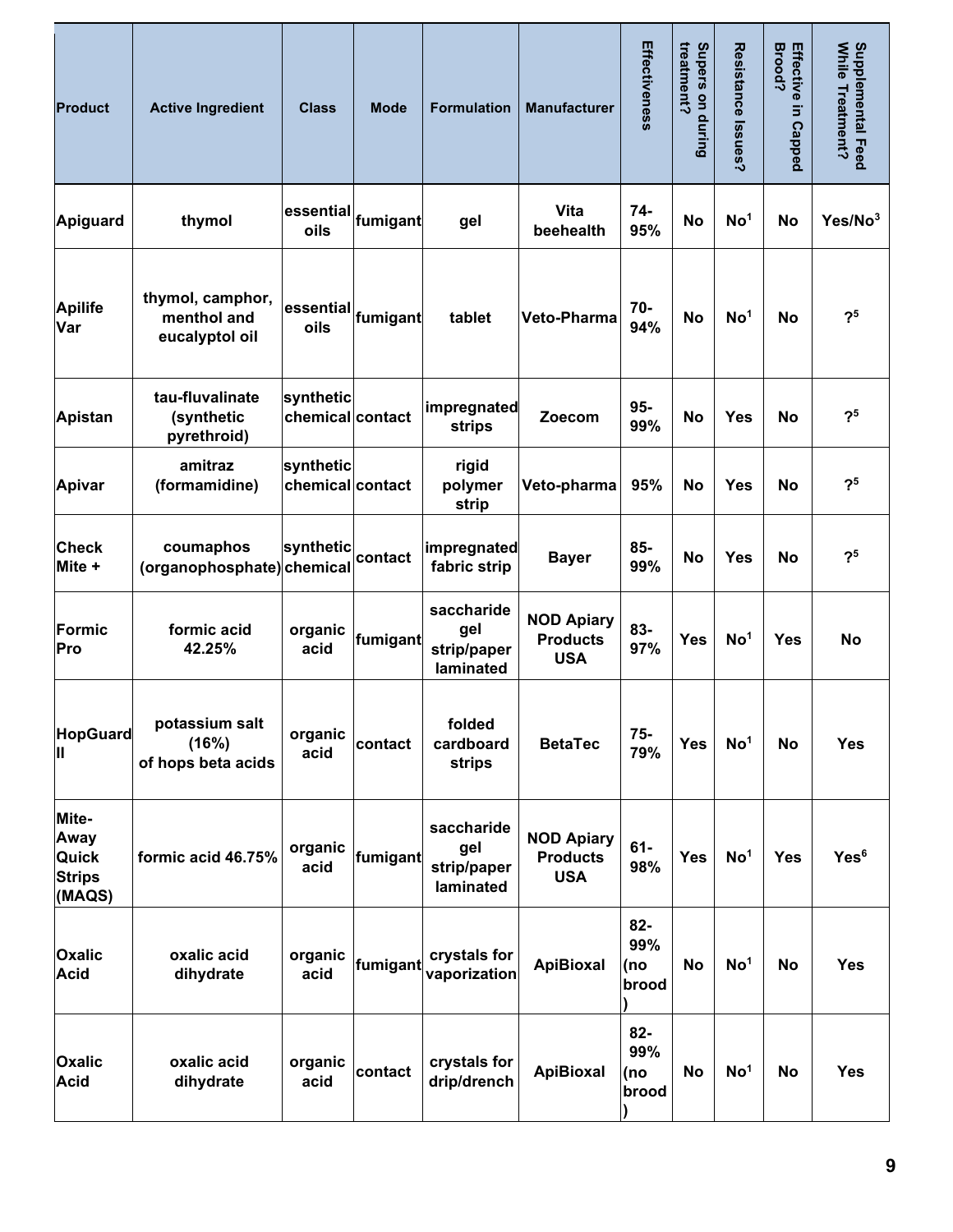| Product | Active Ingredient | Class | Mode | Formulation | Manufacturer | Effectiveness | Supers on during treatment? | Resistance Issues? | Effective in Capped Brood? | Supplemental Feed While Treatment? |
|---|---|---|---|---|---|---|---|---|---|---|
| Apiguard | thymol | essential oils | fumigant | gel | Vita beehealth | 74-95% | No | No[1] | No | Yes/No[3] |
| Apilife Var | thymol, camphor, menthol and eucalyptol oil | essential oils | fumigant | tablet | Veto-Pharma | 70-94% | No | No[1] | No | ?[5] |
| Apistan | tau-fluvalinate (synthetic pyrethroid) | synthetic chemical | contact | impregnated strips | Zoecom | 95-99% | No | Yes | No | ?[5] |
| Apivar | amitraz (formamidine) | synthetic chemical | contact | rigid polymer strip | Veto-pharma | 95% | No | Yes | No | ?[5] |
| Check Mite + | coumaphos (organophosphate) | synthetic chemical | contact | impregnated fabric strip | Bayer | 85-99% | No | Yes | No | ?[5] |
| Formic Pro | formic acid 42.25% | organic acid | fumigant | saccharide gel strip/paper laminated | NOD Apiary Products USA | 83-97% | Yes | No[1] | Yes | No |
| HopGuard II | potassium salt (16%) of hops beta acids | organic acid | contact | folded cardboard strips | BetaTec | 75-79% | Yes | No[1] | No | Yes |
| Mite-Away Quick Strips (MAQS) | formic acid 46.75% | organic acid | fumigant | saccharide gel strip/paper laminated | NOD Apiary Products USA | 61-98% | Yes | No[1] | Yes | Yes[6] |
| Oxalic Acid | oxalic acid dihydrate | organic acid | fumigant | crystals for vaporization | ApiBioxal | 82-99% (no brood) | No | No[1] | No | Yes |
| Oxalic Acid | oxalic acid dihydrate | organic acid | contact | crystals for drip/drench | ApiBioxal | 82-99% (no brood) | No | No[1] | No | Yes |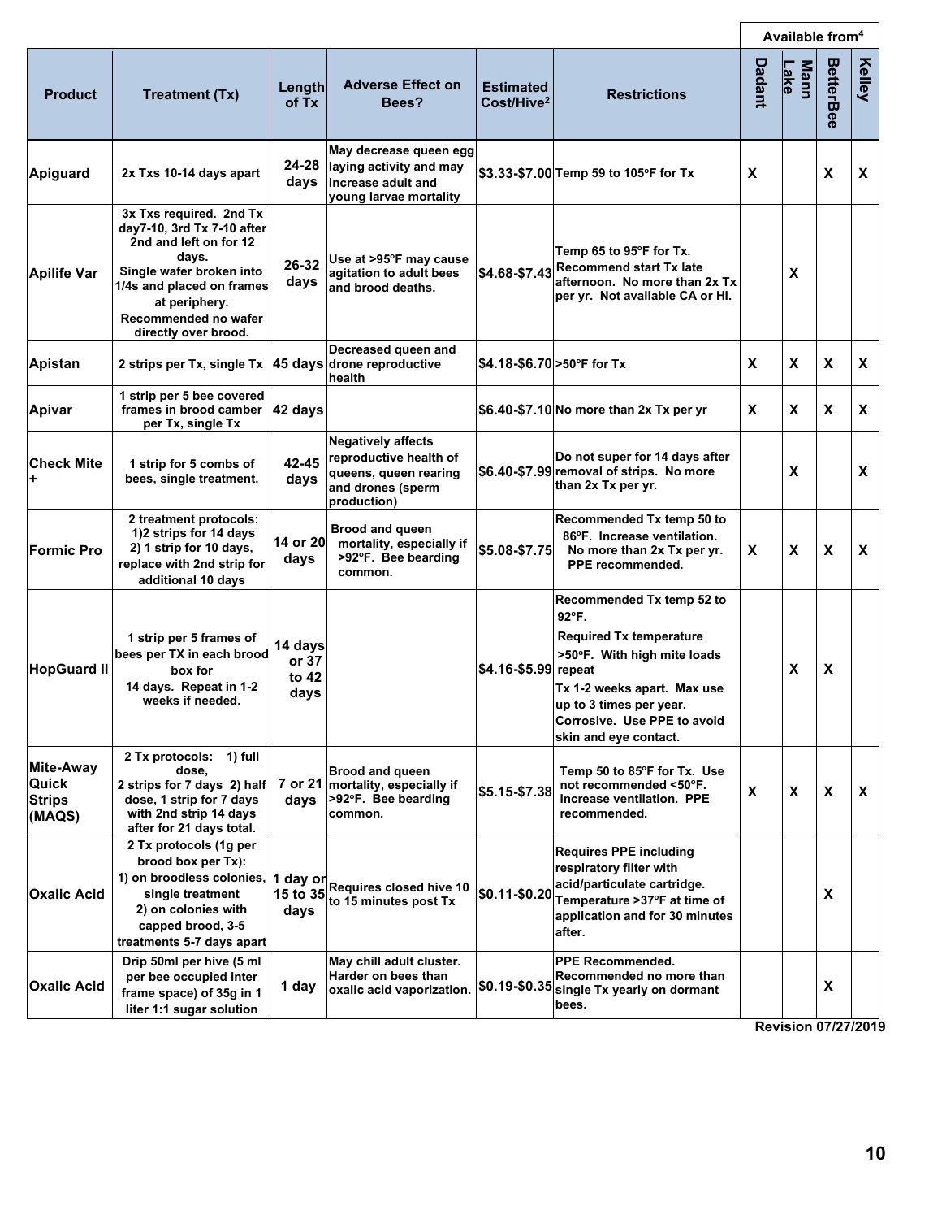| Product | Treatment (Tx) | Length of Tx | Adverse Effect on Bees? | Estimated Cost/Hive[2] | Restrictions | Available from[4] | | | |
|---|---|---|---|---|---|---|---|---|---|
| | | | | | | Dadant | Mann Lake | BetterBee | Kelley |
| Apiguard | 2x Txs 10-14 days apart | 24-28 days | May decrease queen egg laying activity and may increase adult and young larvae mortality | $3.33-$7.00 | Temp 59 to 105°F for Tx | X | | X | X |
| Apilife Var | 3x Txs required. 2nd Tx day7-10, 3rd Tx 7-10 after 2nd and left on for 12 days. Single wafer broken into 1/4s and placed on frames at periphery. Recommended no wafer directly over brood. | 26-32 days | Use at >95°F may cause agitation to adult bees and brood deaths. | $4.68-$7.43 | Temp 65 to 95°F for Tx. Recommend start Tx late afternoon. No more than 2x Tx per yr. Not available CA or HI. | | X | | |
| Apistan | 2 strips per Tx, single Tx | 45 days | Decreased queen and drone reproductive health | $4.18-$6.70 | >50°F for Tx | X | X | X | X |
| Apivar | 1 strip per 5 bee covered frames in brood camber per Tx, single Tx | 42 days | | $6.40-$7.10 | No more than 2x Tx per yr | X | X | X | X |
| Check Mite + | 1 strip for 5 combs of bees, single treatment. | 42-45 days | Negatively affects reproductive health of queens, queen rearing and drones (sperm production) | $6.40-$7.99 | Do not super for 14 days after removal of strips. No more than 2x Tx per yr. | | X | | X |
| Formic Pro | 2 treatment protocols: 1)2 strips for 14 days 2) 1 strip for 10 days, replace with 2nd strip for additional 10 days | 14 or 20 days | Brood and queen mortality, especially if >92°F. Bee bearding common. | $5.08-$7.75 | Recommended Tx temp 50 to 86°F. Increase ventilation. No more than 2x Tx per yr. PPE recommended. | X | X | X | X |
| HopGuard II | 1 strip per 5 frames of bees per TX in each brood box for 14 days. Repeat in 1-2 weeks if needed. | 14 days or 37 to 42 days | | $4.16-$5.99 | Recommended Tx temp 52 to 92°F. Required Tx temperature >50°F. With high mite loads repeat Tx 1-2 weeks apart. Max use up to 3 times per year. Corrosive. Use PPE to avoid skin and eye contact. | | X | X | |
| Mite-Away Quick Strips (MAQS) | 2 Tx protocols: 1) full dose, 2 strips for 7 days 2) half dose, 1 strip for 7 days with 2nd strip 14 days after for 21 days total. | 7 or 21 days | Brood and queen mortality, especially if >92°F. Bee bearding common. | $5.15-$7.38 | Temp 50 to 85°F for Tx. Use not recommended <50°F. Increase ventilation. PPE recommended. | X | X | X | X |
| Oxalic Acid | 2 Tx protocols (1g per brood box per Tx): 1) on broodless colonies, single treatment 2) on colonies with capped brood, 3-5 treatments 5-7 days apart | 1 day or 15 to 35 days | Requires closed hive 10 to 15 minutes post Tx | $0.11-$0.20 | Requires PPE including respiratory filter with acid/particulate cartridge. Temperature >37°F at time of application and for 30 minutes after. | | | X | |
| Oxalic Acid | Drip 50ml per hive (5 ml per bee occupied inter frame space) of 35g in 1 liter 1:1 sugar solution | 1 day | May chill adult cluster. Harder on bees than oxalic acid vaporization. | $0.19-$0.35 | PPE Recommended. Recommended no more than single Tx yearly on dormant bees. | | | X | |

Revision 07/27/2019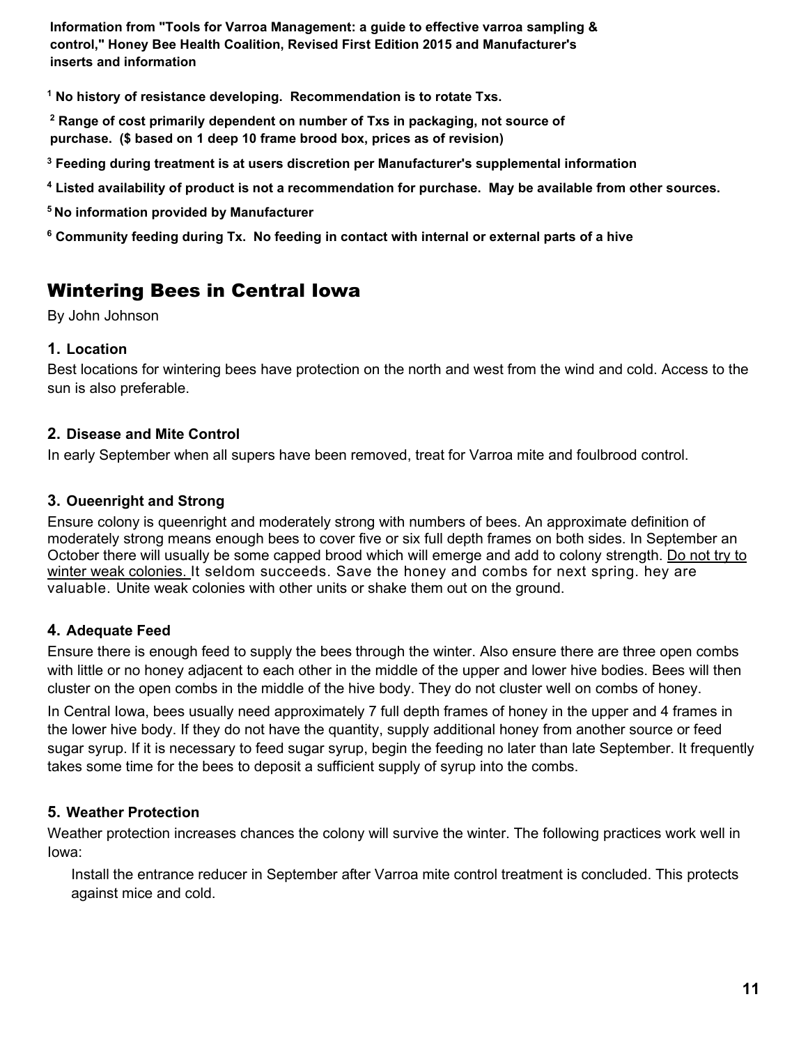**Information from "Tools for Varroa Management: a guide to effective varroa sampling & control," Honey Bee Health Coalition, Revised First Edition 2015 and Manufacturer's inserts and information**

[1] **No history of resistance developing. Recommendation is to rotate Txs.**

[2] **Range of cost primarily dependent on number of Txs in packaging, not source of purchase. ($ based on 1 deep 10 frame brood box, prices as of revision)**

[3] **Feeding during treatment is at users discretion per Manufacturer's supplemental information**

[4] **Listed availability of product is not a recommendation for purchase. May be available from other sources.**

[5] **No information provided by Manufacturer**

[6] **Community feeding during Tx. No feeding in contact with internal or external parts of a hive**

## Wintering Bees in Central Iowa

By John Johnson

### 1. Location

Best locations for wintering bees have protection on the north and west from the wind and cold. Access to the sun is also preferable.

### 2. Disease and Mite Control

In early September when all supers have been removed, treat for Varroa mite and foulbrood control.

### 3. Oueenright and Strong

Ensure colony is queenright and moderately strong with numbers of bees. An approximate definition of moderately strong means enough bees to cover five or six full depth frames on both sides. In September an October there will usually be some capped brood which will emerge and add to colony strength. Do not try to winter weak colonies. It seldom succeeds. Save the honey and combs for next spring. hey are valuable. Unite weak colonies with other units or shake them out on the ground.

### 4. Adequate Feed

Ensure there is enough feed to supply the bees through the winter. Also ensure there are three open combs with little or no honey adjacent to each other in the middle of the upper and lower hive bodies. Bees will then cluster on the open combs in the middle of the hive body. They do not cluster well on combs of honey.

In Central Iowa, bees usually need approximately 7 full depth frames of honey in the upper and 4 frames in the lower hive body. If they do not have the quantity, supply additional honey from another source or feed sugar syrup. If it is necessary to feed sugar syrup, begin the feeding no later than late September. It frequently takes some time for the bees to deposit a sufficient supply of syrup into the combs.

### 5. Weather Protection

Weather protection increases chances the colony will survive the winter. The following practices work well in Iowa:

Install the entrance reducer in September after Varroa mite control treatment is concluded. This protects against mice and cold.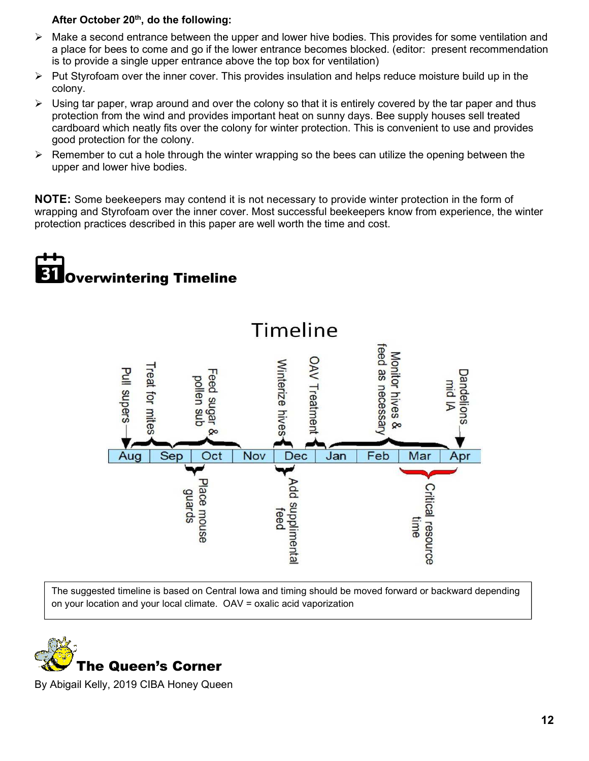**After October 20th, do the following:**

- Make a second entrance between the upper and lower hive bodies. This provides for some ventilation and a place for bees to come and go if the lower entrance becomes blocked. (editor: present recommendation is to provide a single upper entrance above the top box for ventilation)
- Put Styrofoam over the inner cover. This provides insulation and helps reduce moisture build up in the colony.
- Using tar paper, wrap around and over the colony so that it is entirely covered by the tar paper and thus protection from the wind and provides important heat on sunny days. Bee supply houses sell treated cardboard which neatly fits over the colony for winter protection. This is convenient to use and provides good protection for the colony.
- Remember to cut a hole through the winter wrapping so the bees can utilize the opening between the upper and lower hive bodies.

**NOTE:** Some beekeepers may contend it is not necessary to provide winter protection in the form of wrapping and Styrofoam over the inner cover. Most successful beekeepers know from experience, the winter protection practices described in this paper are well worth the time and cost.

## Overwintering Timeline

Timeline

Aug | Sep | Oct | Nov | Dec | Jan | Feb | Mar | Apr

- Pull supers (Aug)
- Treat for mites (Aug–Sep)
- Feed sugar & pollen sub (Sep–Oct)
- Place mouse guards (Oct)
- Winterize hives (Dec)
- Add supplimental feed (Dec)
- OAV Treatment (Dec–Jan)
- Monitor hives & feed as necessary (Jan–Apr)
- Critical resource time (Mar–Apr)
- Dandelions mid IA (Apr)

The suggested timeline is based on Central Iowa and timing should be moved forward or backward depending on your location and your local climate. OAV = oxalic acid vaporization

## The Queen's Corner

By Abigail Kelly, 2019 CIBA Honey Queen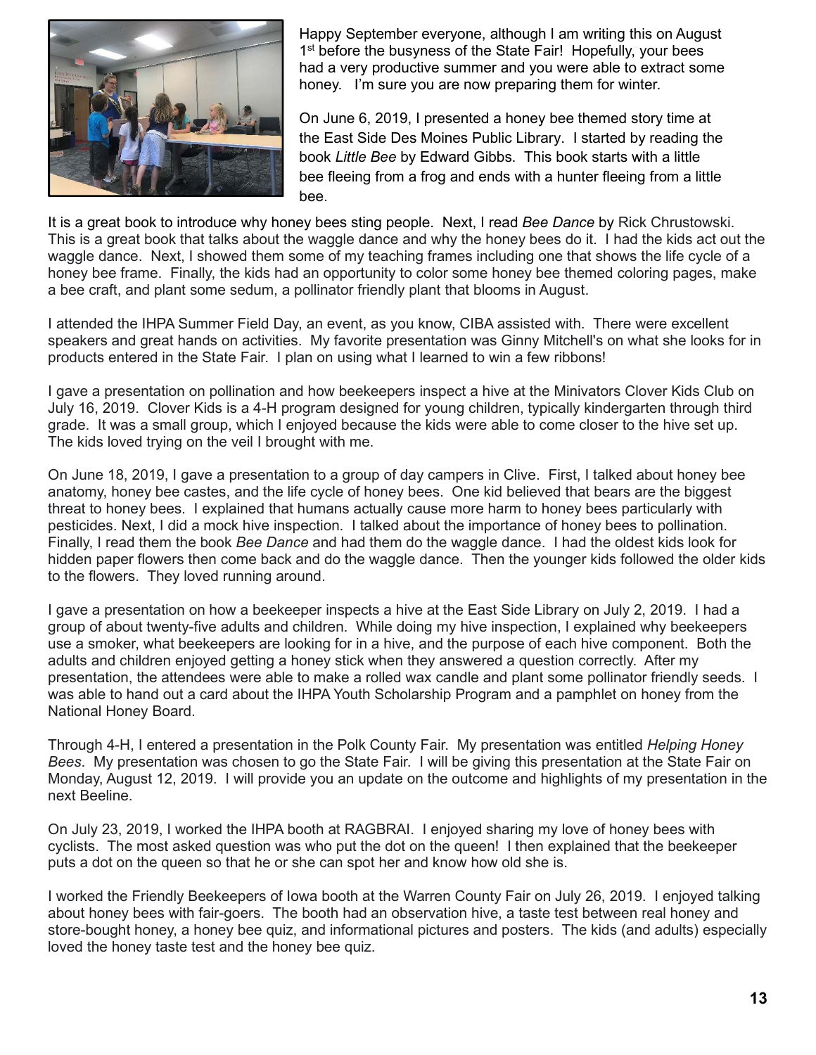Happy September everyone, although I am writing this on August 1st before the busyness of the State Fair! Hopefully, your bees had a very productive summer and you were able to extract some honey. I'm sure you are now preparing them for winter.

On June 6, 2019, I presented a honey bee themed story time at the East Side Des Moines Public Library. I started by reading the book *Little Bee* by Edward Gibbs. This book starts with a little bee fleeing from a frog and ends with a hunter fleeing from a little bee.

It is a great book to introduce why honey bees sting people. Next, I read *Bee Dance* by Rick Chrustowski. This is a great book that talks about the waggle dance and why the honey bees do it. I had the kids act out the waggle dance. Next, I showed them some of my teaching frames including one that shows the life cycle of a honey bee frame. Finally, the kids had an opportunity to color some honey bee themed coloring pages, make a bee craft, and plant some sedum, a pollinator friendly plant that blooms in August.

I attended the IHPA Summer Field Day, an event, as you know, CIBA assisted with. There were excellent speakers and great hands on activities. My favorite presentation was Ginny Mitchell's on what she looks for in products entered in the State Fair. I plan on using what I learned to win a few ribbons!

I gave a presentation on pollination and how beekeepers inspect a hive at the Minivators Clover Kids Club on July 16, 2019. Clover Kids is a 4-H program designed for young children, typically kindergarten through third grade. It was a small group, which I enjoyed because the kids were able to come closer to the hive set up. The kids loved trying on the veil I brought with me.

On June 18, 2019, I gave a presentation to a group of day campers in Clive. First, I talked about honey bee anatomy, honey bee castes, and the life cycle of honey bees. One kid believed that bears are the biggest threat to honey bees. I explained that humans actually cause more harm to honey bees particularly with pesticides. Next, I did a mock hive inspection. I talked about the importance of honey bees to pollination. Finally, I read them the book *Bee Dance* and had them do the waggle dance. I had the oldest kids look for hidden paper flowers then come back and do the waggle dance. Then the younger kids followed the older kids to the flowers. They loved running around.

I gave a presentation on how a beekeeper inspects a hive at the East Side Library on July 2, 2019. I had a group of about twenty-five adults and children. While doing my hive inspection, I explained why beekeepers use a smoker, what beekeepers are looking for in a hive, and the purpose of each hive component. Both the adults and children enjoyed getting a honey stick when they answered a question correctly. After my presentation, the attendees were able to make a rolled wax candle and plant some pollinator friendly seeds. I was able to hand out a card about the IHPA Youth Scholarship Program and a pamphlet on honey from the National Honey Board.

Through 4-H, I entered a presentation in the Polk County Fair. My presentation was entitled *Helping Honey Bees*. My presentation was chosen to go the State Fair. I will be giving this presentation at the State Fair on Monday, August 12, 2019. I will provide you an update on the outcome and highlights of my presentation in the next Beeline.

On July 23, 2019, I worked the IHPA booth at RAGBRAI. I enjoyed sharing my love of honey bees with cyclists. The most asked question was who put the dot on the queen! I then explained that the beekeeper puts a dot on the queen so that he or she can spot her and know how old she is.

I worked the Friendly Beekeepers of Iowa booth at the Warren County Fair on July 26, 2019. I enjoyed talking about honey bees with fair-goers. The booth had an observation hive, a taste test between real honey and store-bought honey, a honey bee quiz, and informational pictures and posters. The kids (and adults) especially loved the honey taste test and the honey bee quiz.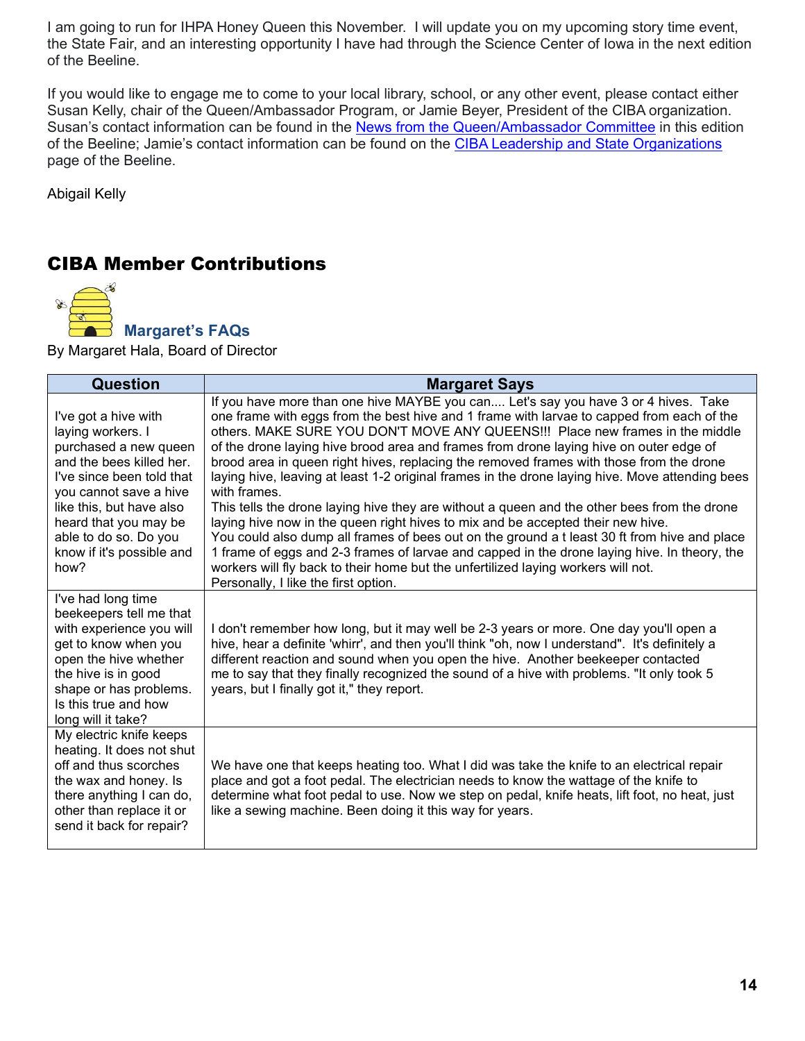I am going to run for IHPA Honey Queen this November. I will update you on my upcoming story time event, the State Fair, and an interesting opportunity I have had through the Science Center of Iowa in the next edition of the Beeline.

If you would like to engage me to come to your local library, school, or any other event, please contact either Susan Kelly, chair of the Queen/Ambassador Program, or Jamie Beyer, President of the CIBA organization. Susan's contact information can be found in the News from the Queen/Ambassador Committee in this edition of the Beeline; Jamie's contact information can be found on the CIBA Leadership and State Organizations page of the Beeline.

Abigail Kelly

## CIBA Member Contributions

### Margaret's FAQs

By Margaret Hala, Board of Director

| Question | Margaret Says |
| --- | --- |
| I've got a hive with laying workers. I purchased a new queen and the bees killed her. I've since been told that you cannot save a hive like this, but have also heard that you may be able to do so. Do you know if it's possible and how? | If you have more than one hive MAYBE you can.... Let's say you have 3 or 4 hives. Take one frame with eggs from the best hive and 1 frame with larvae to capped from each of the others. MAKE SURE YOU DON'T MOVE ANY QUEENS!!! Place new frames in the middle of the drone laying hive brood area and frames from drone laying hive on outer edge of brood area in queen right hives, replacing the removed frames with those from the drone laying hive, leaving at least 1-2 original frames in the drone laying hive. Move attending bees with frames.<br>This tells the drone laying hive they are without a queen and the other bees from the drone laying hive now in the queen right hives to mix and be accepted their new hive.<br>You could also dump all frames of bees out on the ground a t least 30 ft from hive and place 1 frame of eggs and 2-3 frames of larvae and capped in the drone laying hive. In theory, the workers will fly back to their home but the unfertilized laying workers will not.<br>Personally, I like the first option. |
| I've had long time beekeepers tell me that with experience you will get to know when you open the hive whether the hive is in good shape or has problems. Is this true and how long will it take? | I don't remember how long, but it may well be 2-3 years or more. One day you'll open a hive, hear a definite 'whirr', and then you'll think "oh, now I understand". It's definitely a different reaction and sound when you open the hive. Another beekeeper contacted me to say that they finally recognized the sound of a hive with problems. "It only took 5 years, but I finally got it," they report. |
| My electric knife keeps heating. It does not shut off and thus scorches the wax and honey. Is there anything I can do, other than replace it or send it back for repair? | We have one that keeps heating too. What I did was take the knife to an electrical repair place and got a foot pedal. The electrician needs to know the wattage of the knife to determine what foot pedal to use. Now we step on pedal, knife heats, lift foot, no heat, just like a sewing machine. Been doing it this way for years. |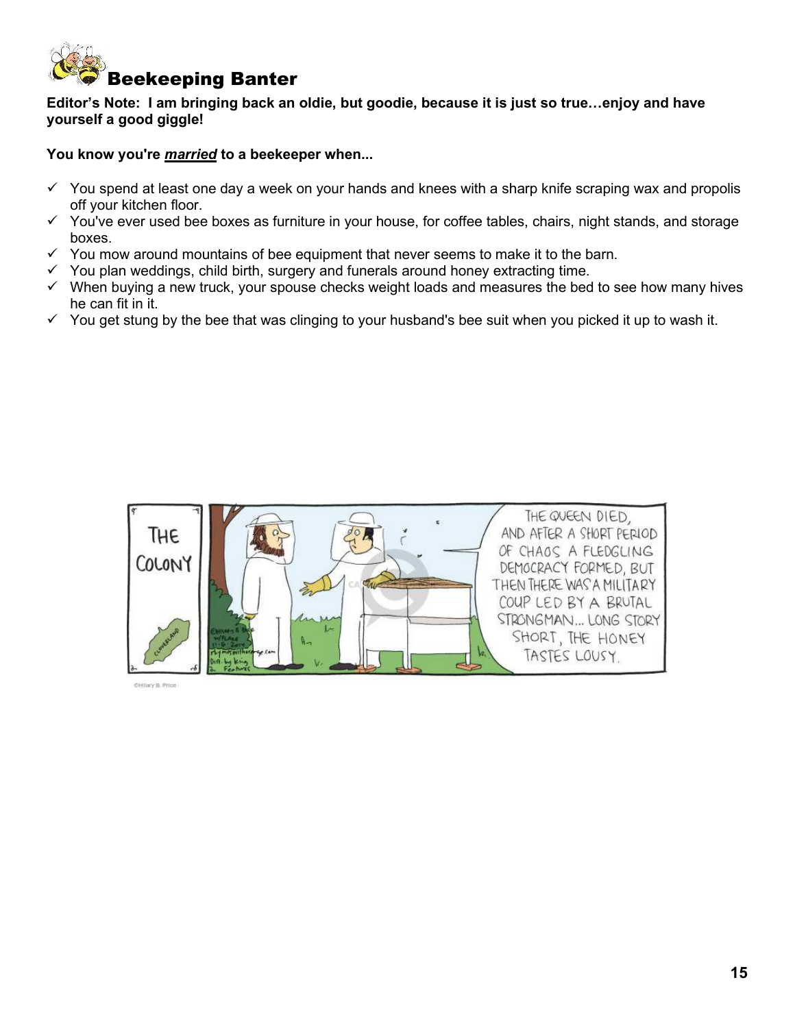# Beekeeping Banter

**Editor's Note: I am bringing back an oldie, but goodie, because it is just so true…enjoy and have yourself a good giggle!**

**You know you're *married* to a beekeeper when...**

- ✓ You spend at least one day a week on your hands and knees with a sharp knife scraping wax and propolis off your kitchen floor.
- ✓ You've ever used bee boxes as furniture in your house, for coffee tables, chairs, night stands, and storage boxes.
- ✓ You mow around mountains of bee equipment that never seems to make it to the barn.
- ✓ You plan weddings, child birth, surgery and funerals around honey extracting time.
- ✓ When buying a new truck, your spouse checks weight loads and measures the bed to see how many hives he can fit in it.
- ✓ You get stung by the bee that was clinging to your husband's bee suit when you picked it up to wash it.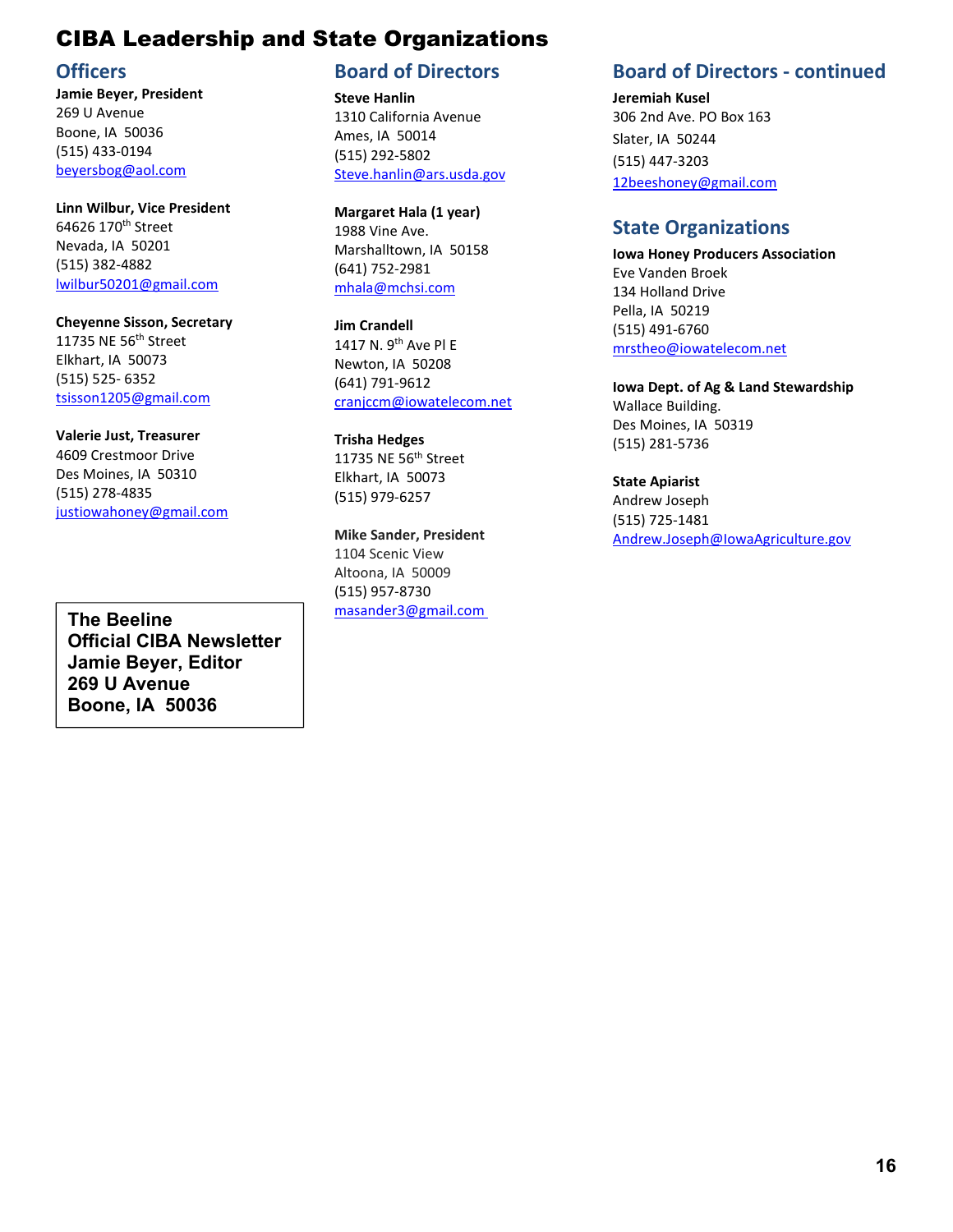# CIBA Leadership and State Organizations

## Officers

**Jamie Beyer, President**
269 U Avenue
Boone, IA 50036
(515) 433-0194
beyersbog@aol.com

**Linn Wilbur, Vice President**
64626 170th Street
Nevada, IA 50201
(515) 382-4882
lwilbur50201@gmail.com

**Cheyenne Sisson, Secretary**
11735 NE 56th Street
Elkhart, IA 50073
(515) 525- 6352
tsisson1205@gmail.com

**Valerie Just, Treasurer**
4609 Crestmoor Drive
Des Moines, IA 50310
(515) 278-4835
justiowahoney@gmail.com

**The Beeline**
**Official CIBA Newsletter**
**Jamie Beyer, Editor**
**269 U Avenue**
**Boone, IA 50036**

## Board of Directors

**Steve Hanlin**
1310 California Avenue
Ames, IA 50014
(515) 292-5802
Steve.hanlin@ars.usda.gov

**Margaret Hala (1 year)**
1988 Vine Ave.
Marshalltown, IA 50158
(641) 752-2981
mhala@mchsi.com

**Jim Crandell**
1417 N. 9th Ave Pl E
Newton, IA 50208
(641) 791-9612
cranjccm@iowatelecom.net

**Trisha Hedges**
11735 NE 56th Street
Elkhart, IA 50073
(515) 979-6257

**Mike Sander, President**
1104 Scenic View
Altoona, IA 50009
(515) 957-8730
masander3@gmail.com

## Board of Directors - continued

**Jeremiah Kusel**
306 2nd Ave. PO Box 163
Slater, IA 50244
(515) 447-3203
12beeshoney@gmail.com

## State Organizations

**Iowa Honey Producers Association**
Eve Vanden Broek
134 Holland Drive
Pella, IA 50219
(515) 491-6760
mrstheo@iowatelecom.net

**Iowa Dept. of Ag & Land Stewardship**
Wallace Building.
Des Moines, IA 50319
(515) 281-5736

**State Apiarist**
Andrew Joseph
(515) 725-1481
Andrew.Joseph@IowaAgriculture.gov